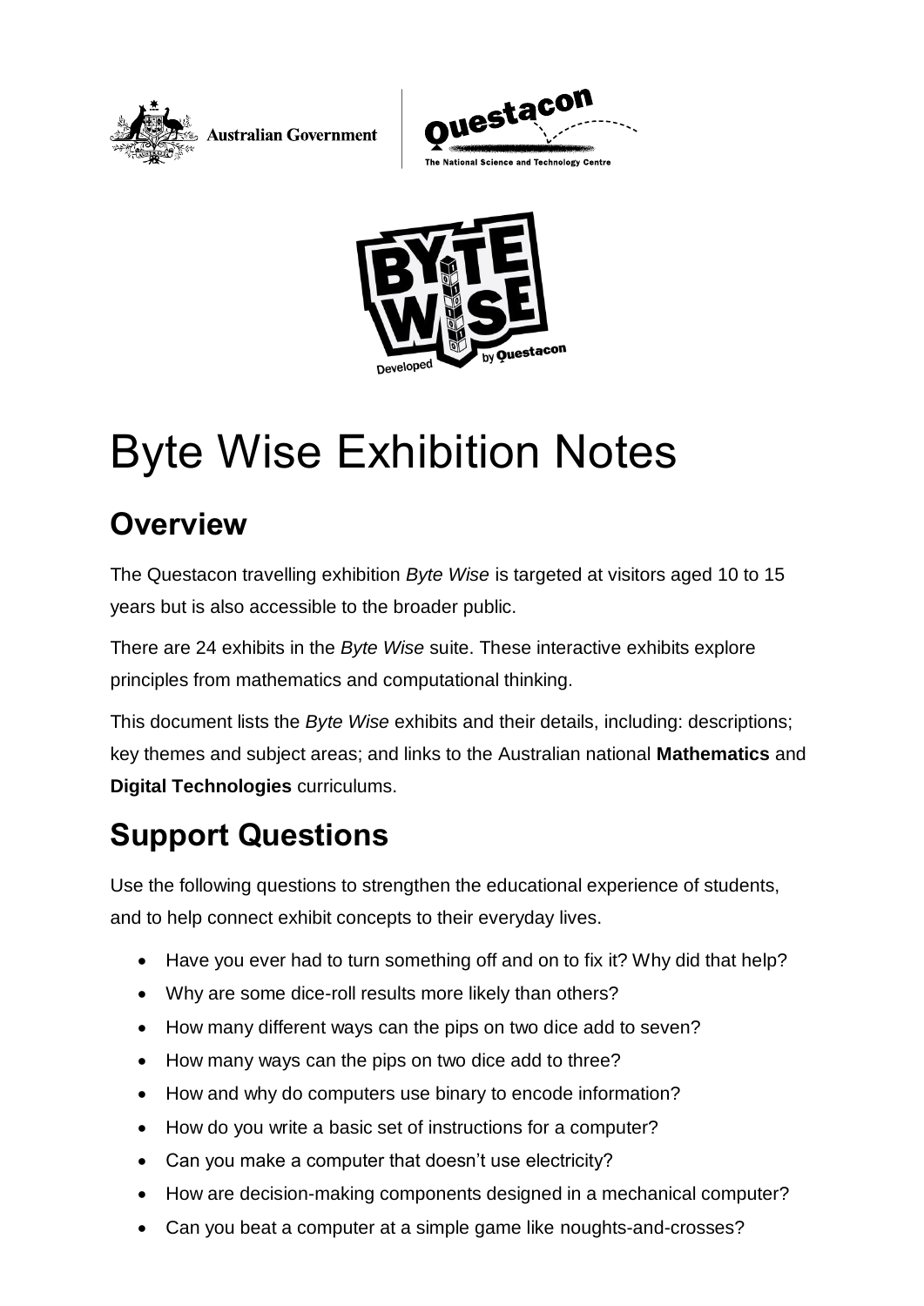# Byte Wise Exhibition Notes

## Overview

The Questacon travelling exhibition *Byte Wise* is targeted at visitors aged 10 to 15 years but is also accessible to the broader public.

There are 24 exhibits in the *Byte Wise* suite. These interactive exhibits explore principles from mathematics and computational thinking.

This document lists the *Byte Wise* exhibits and their details, including: descriptions; key themes and subject areas; and links to the Australian national **Mathematics** and **Digital Technologies** curriculums.

## Support Questions

Use the following questions to strengthen the educational experience of students, and to help connect exhibit concepts to their everyday lives.

- Have you ever had to turn something off and on to fix it? Why did that help?
- Why are some dice-roll results more likely than others?
- How many different ways can the pips on two dice add to seven?
- How many ways can the pips on two dice add to three?
- How and why do computers use binary to encode information?
- How do you write a basic set of instructions for a computer?
- Can you make a computer that doesn't use electricity?
- How are decision-making components designed in a mechanical computer?
- Can you beat a computer at a simple game like noughts-and-crosses?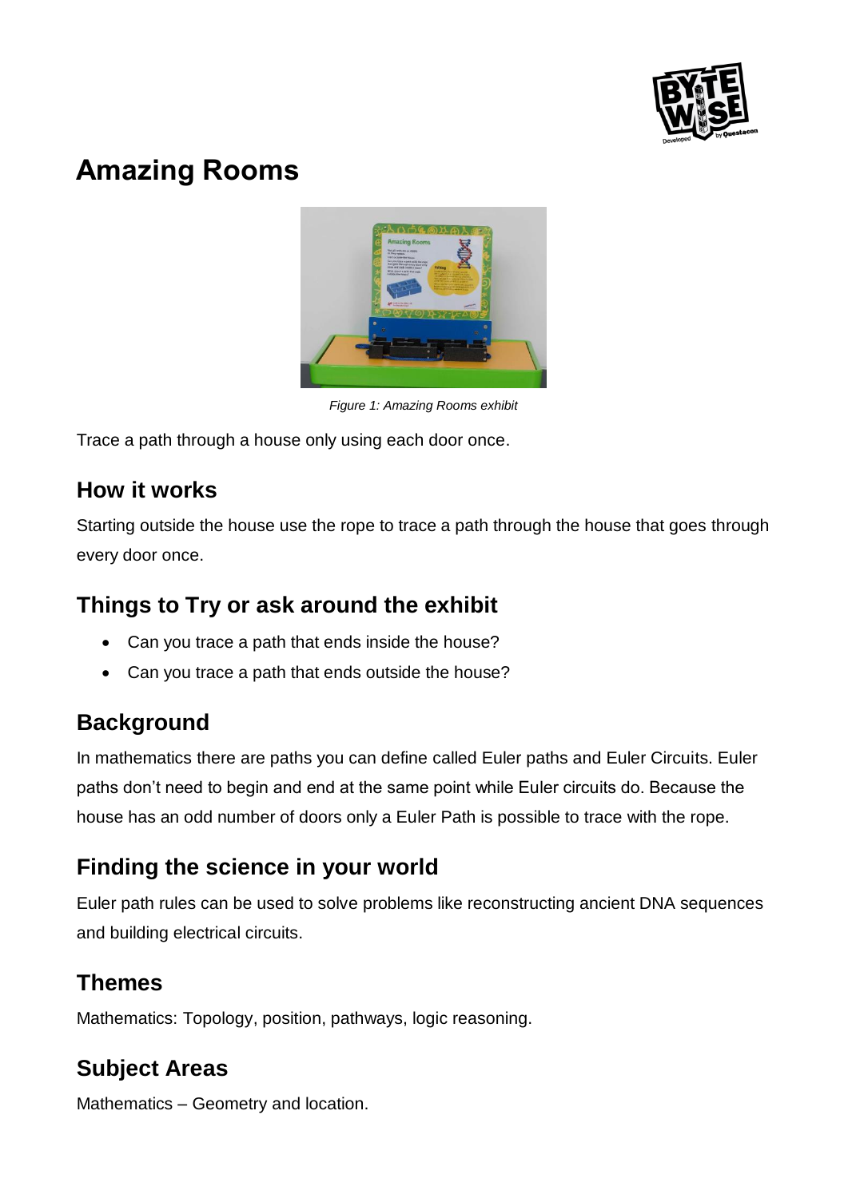# Amazing Rooms

Figure 1: Amazing Rooms exhibit

Trace a path through a house only using each door once.

## How it works

Starting outside the house use the rope to trace a path through the house that goes through every door once.

## Things to Try or ask around the exhibit

- Can you trace a path that ends inside the house?
- Can you trace a path that ends outside the house?

## Background

In mathematics there are paths you can define called Euler paths and Euler Circuits. Euler paths don't need to begin and end at the same point while Euler circuits do. Because the house has an odd number of doors only a Euler Path is possible to trace with the rope.

## Finding the science in your world

Euler path rules can be used to solve problems like reconstructing ancient DNA sequences and building electrical circuits.

## Themes

Mathematics: Topology, position, pathways, logic reasoning.

## Subject Areas

Mathematics – Geometry and location.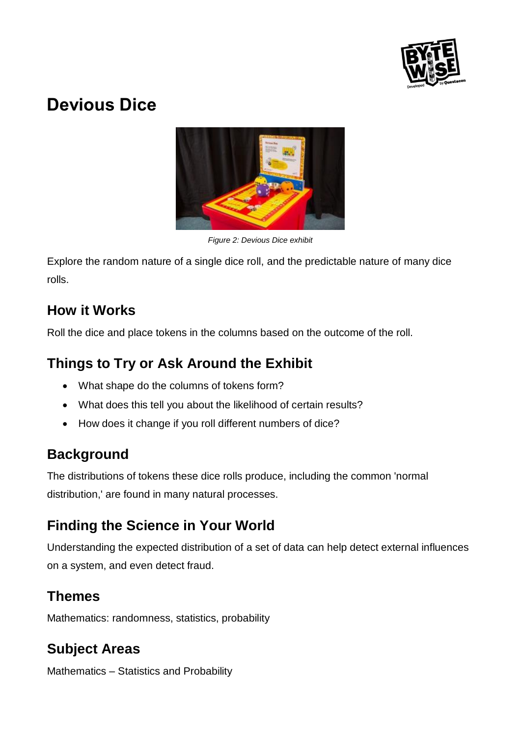# Devious Dice

*Figure 2: Devious Dice exhibit*

Explore the random nature of a single dice roll, and the predictable nature of many dice rolls.

## How it Works

Roll the dice and place tokens in the columns based on the outcome of the roll.

## Things to Try or Ask Around the Exhibit

- What shape do the columns of tokens form?
- What does this tell you about the likelihood of certain results?
- How does it change if you roll different numbers of dice?

## Background

The distributions of tokens these dice rolls produce, including the common 'normal distribution,' are found in many natural processes.

## Finding the Science in Your World

Understanding the expected distribution of a set of data can help detect external influences on a system, and even detect fraud.

## Themes

Mathematics: randomness, statistics, probability

## Subject Areas

Mathematics – Statistics and Probability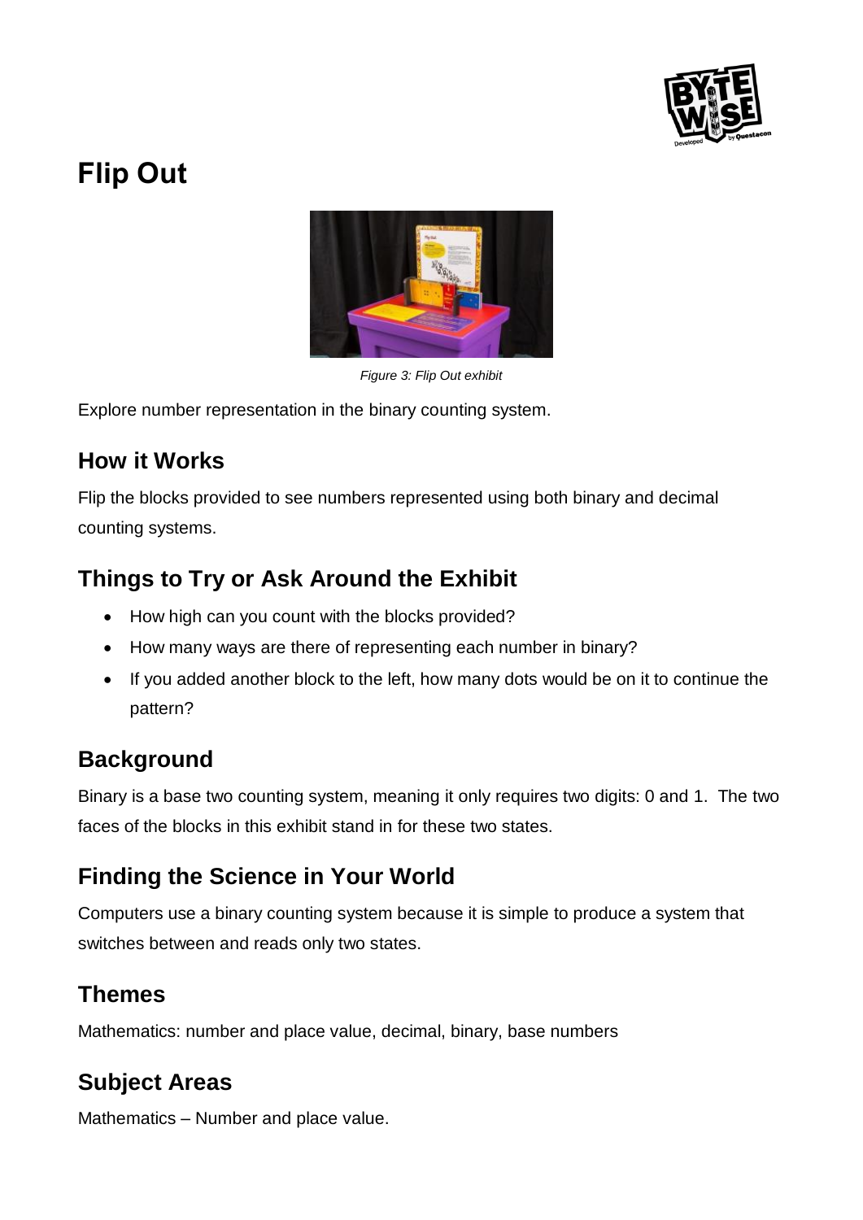# Flip Out

*Figure 3: Flip Out exhibit*

Explore number representation in the binary counting system.

## How it Works

Flip the blocks provided to see numbers represented using both binary and decimal counting systems.

## Things to Try or Ask Around the Exhibit

- How high can you count with the blocks provided?
- How many ways are there of representing each number in binary?
- If you added another block to the left, how many dots would be on it to continue the pattern?

## Background

Binary is a base two counting system, meaning it only requires two digits: 0 and 1. The two faces of the blocks in this exhibit stand in for these two states.

## Finding the Science in Your World

Computers use a binary counting system because it is simple to produce a system that switches between and reads only two states.

## Themes

Mathematics: number and place value, decimal, binary, base numbers

## Subject Areas

Mathematics – Number and place value.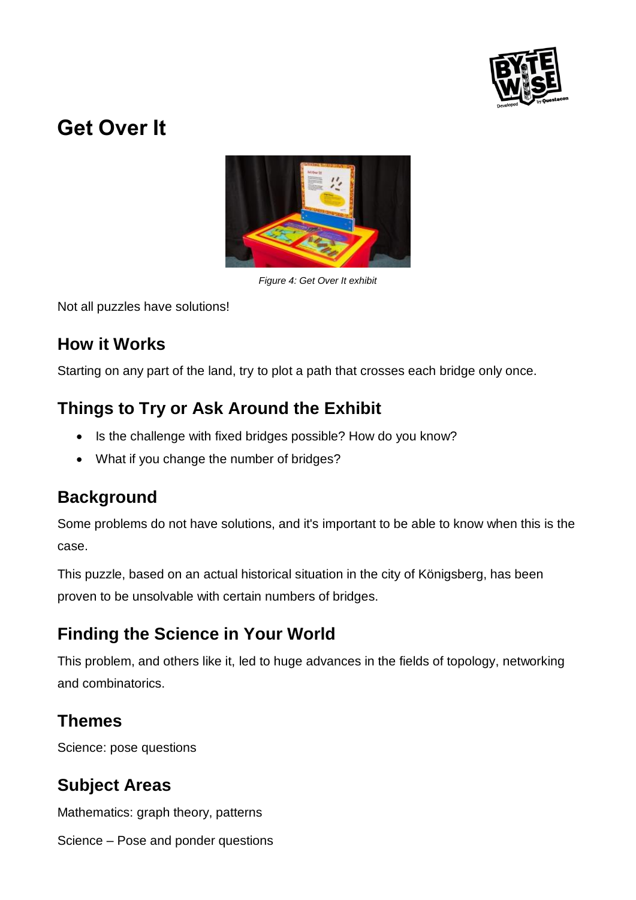# Get Over It

*Figure 4: Get Over It exhibit*

Not all puzzles have solutions!

## How it Works

Starting on any part of the land, try to plot a path that crosses each bridge only once.

## Things to Try or Ask Around the Exhibit

- Is the challenge with fixed bridges possible? How do you know?
- What if you change the number of bridges?

## Background

Some problems do not have solutions, and it's important to be able to know when this is the case.

This puzzle, based on an actual historical situation in the city of Königsberg, has been proven to be unsolvable with certain numbers of bridges.

## Finding the Science in Your World

This problem, and others like it, led to huge advances in the fields of topology, networking and combinatorics.

## Themes

Science: pose questions

## Subject Areas

Mathematics: graph theory, patterns

Science – Pose and ponder questions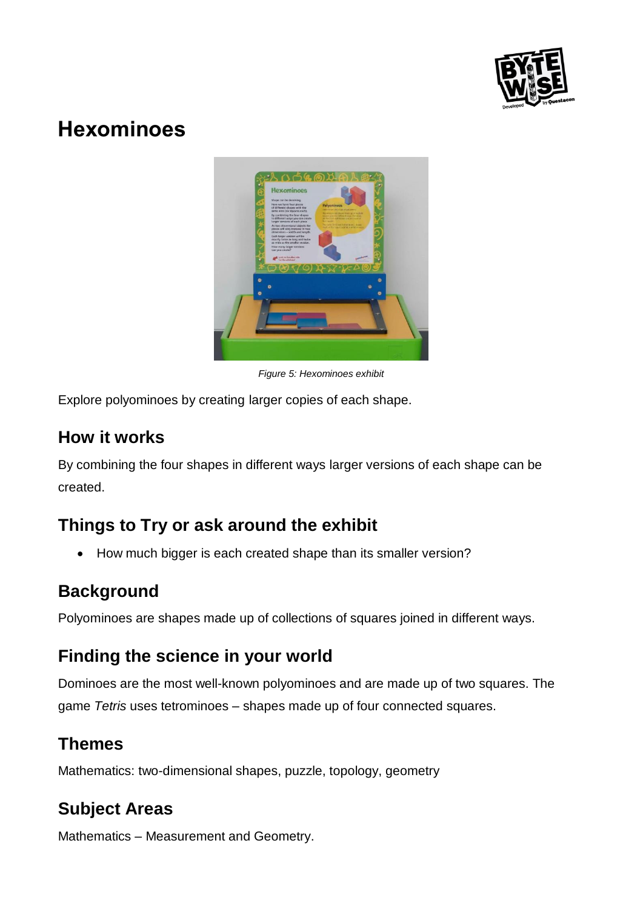# Hexominoes

*Figure 5: Hexominoes exhibit*

Explore polyominoes by creating larger copies of each shape.

## How it works

By combining the four shapes in different ways larger versions of each shape can be created.

## Things to Try or ask around the exhibit

- How much bigger is each created shape than its smaller version?

## Background

Polyominoes are shapes made up of collections of squares joined in different ways.

## Finding the science in your world

Dominoes are the most well-known polyominoes and are made up of two squares. The game *Tetris* uses tetrominoes – shapes made up of four connected squares.

## Themes

Mathematics: two-dimensional shapes, puzzle, topology, geometry

## Subject Areas

Mathematics – Measurement and Geometry.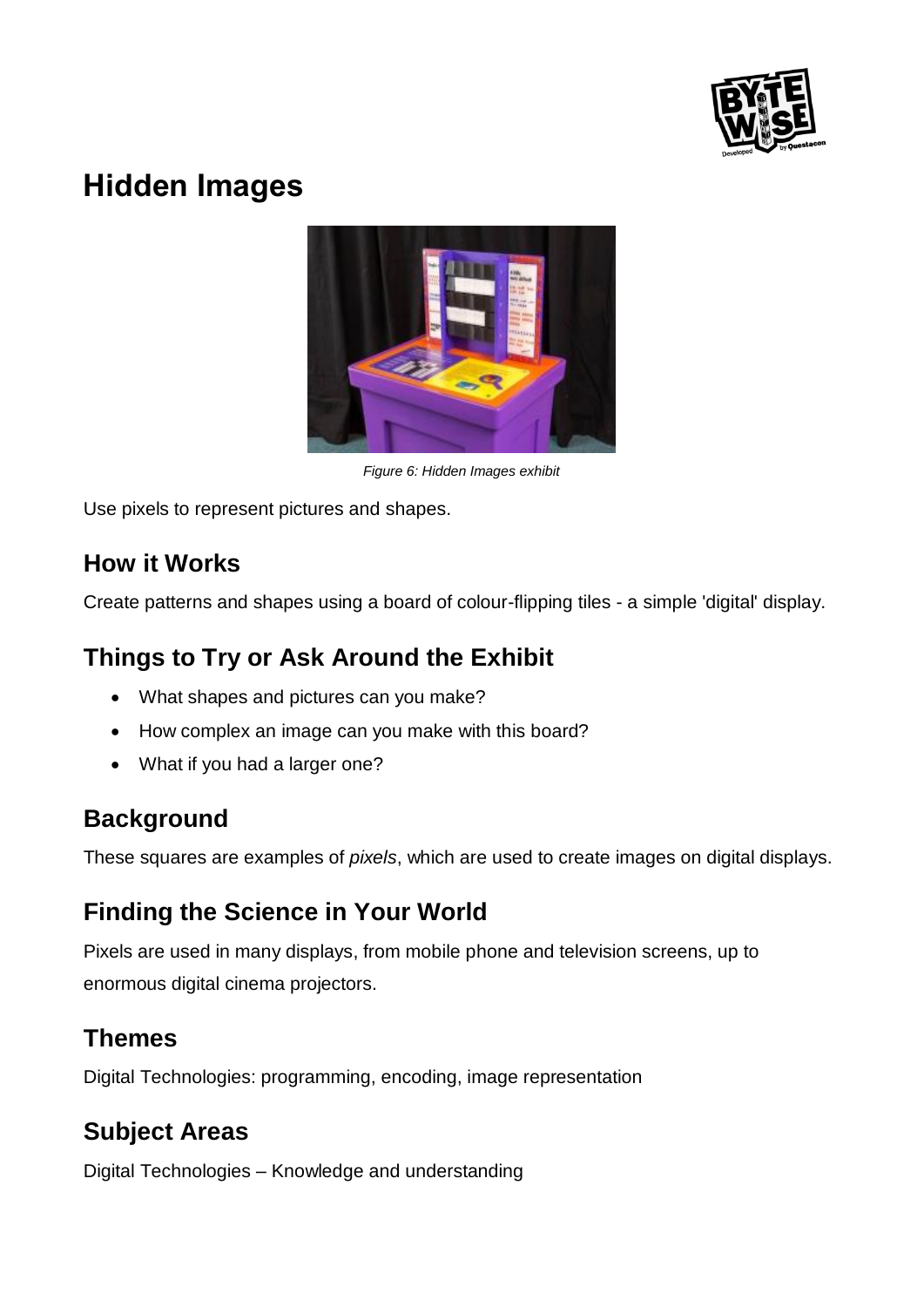# Hidden Images

*Figure 6: Hidden Images exhibit*

Use pixels to represent pictures and shapes.

## How it Works

Create patterns and shapes using a board of colour-flipping tiles - a simple 'digital' display.

## Things to Try or Ask Around the Exhibit

- What shapes and pictures can you make?
- How complex an image can you make with this board?
- What if you had a larger one?

## Background

These squares are examples of *pixels*, which are used to create images on digital displays.

## Finding the Science in Your World

Pixels are used in many displays, from mobile phone and television screens, up to enormous digital cinema projectors.

## Themes

Digital Technologies: programming, encoding, image representation

## Subject Areas

Digital Technologies – Knowledge and understanding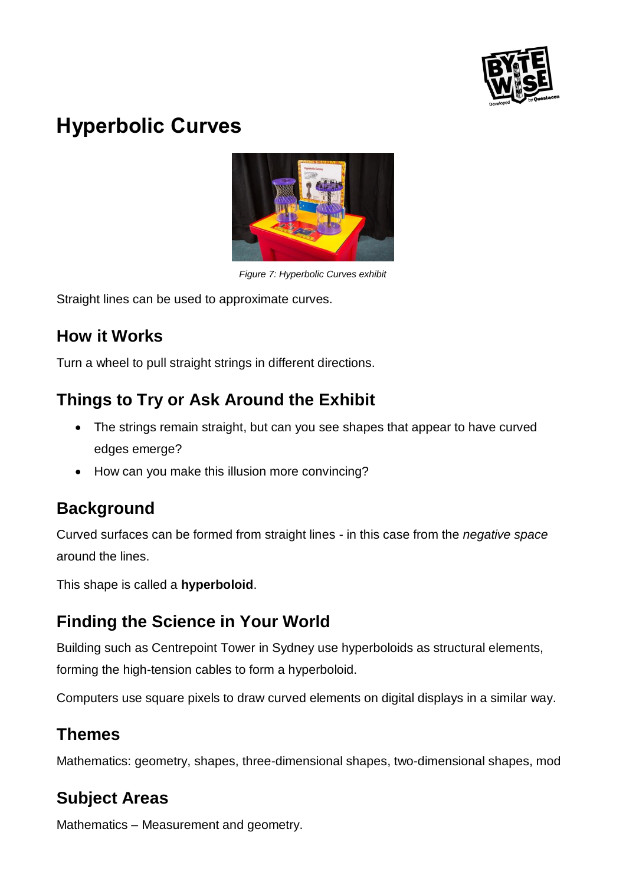# Hyperbolic Curves

*Figure 7: Hyperbolic Curves exhibit*

Straight lines can be used to approximate curves.

## How it Works

Turn a wheel to pull straight strings in different directions.

## Things to Try or Ask Around the Exhibit

- The strings remain straight, but can you see shapes that appear to have curved edges emerge?
- How can you make this illusion more convincing?

## Background

Curved surfaces can be formed from straight lines - in this case from the *negative space* around the lines.

This shape is called a **hyperboloid**.

## Finding the Science in Your World

Building such as Centrepoint Tower in Sydney use hyperboloids as structural elements, forming the high-tension cables to form a hyperboloid.

Computers use square pixels to draw curved elements on digital displays in a similar way.

## Themes

Mathematics: geometry, shapes, three-dimensional shapes, two-dimensional shapes, mod

## Subject Areas

Mathematics – Measurement and geometry.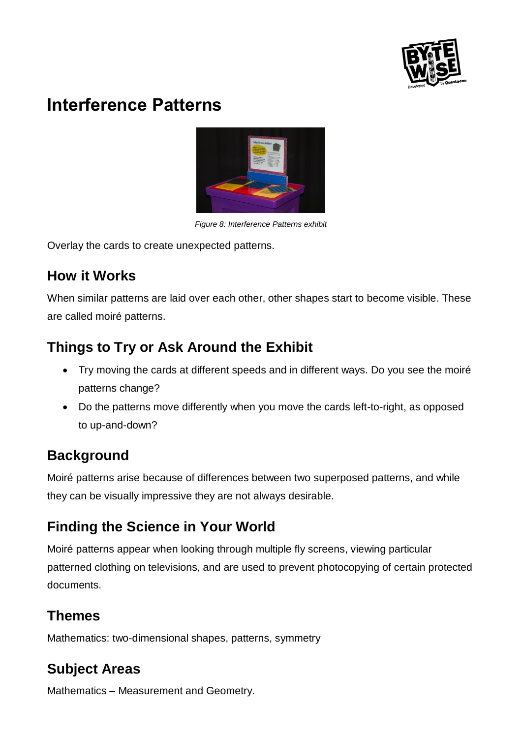# Interference Patterns

*Figure 8: Interference Patterns exhibit*

Overlay the cards to create unexpected patterns.

## How it Works

When similar patterns are laid over each other, other shapes start to become visible. These are called moiré patterns.

## Things to Try or Ask Around the Exhibit

- Try moving the cards at different speeds and in different ways. Do you see the moiré patterns change?
- Do the patterns move differently when you move the cards left-to-right, as opposed to up-and-down?

## Background

Moiré patterns arise because of differences between two superposed patterns, and while they can be visually impressive they are not always desirable.

## Finding the Science in Your World

Moiré patterns appear when looking through multiple fly screens, viewing particular patterned clothing on televisions, and are used to prevent photocopying of certain protected documents.

## Themes

Mathematics: two-dimensional shapes, patterns, symmetry

## Subject Areas

Mathematics – Measurement and Geometry.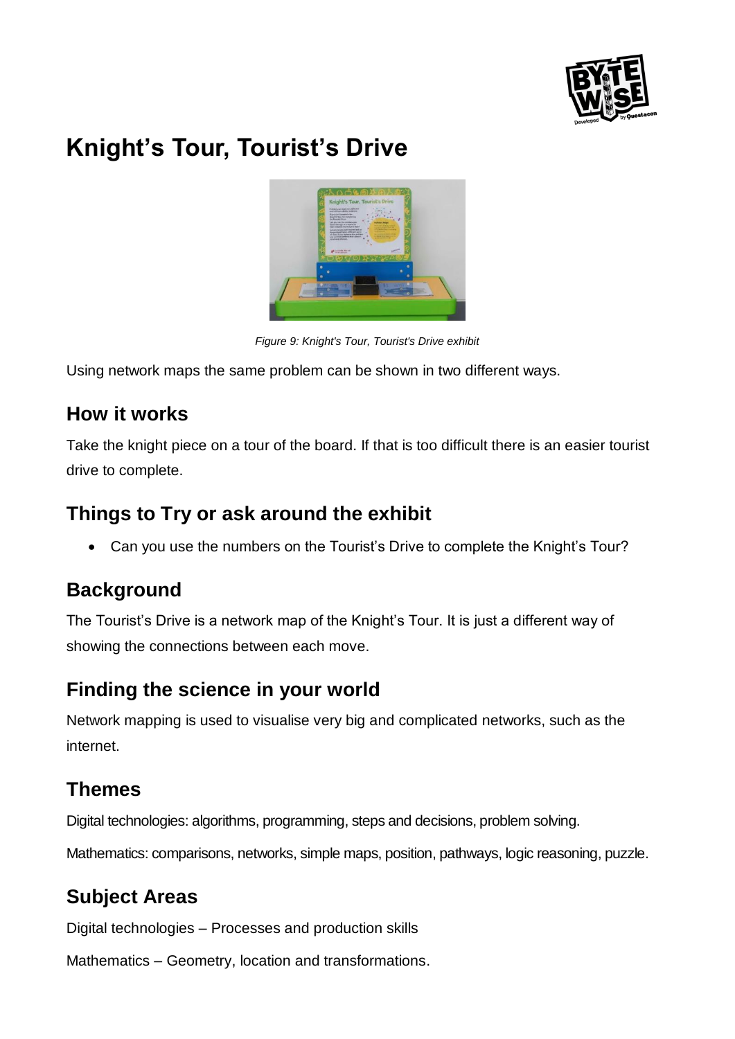# Knight's Tour, Tourist's Drive

*Figure 9: Knight's Tour, Tourist's Drive exhibit*

Using network maps the same problem can be shown in two different ways.

## How it works

Take the knight piece on a tour of the board. If that is too difficult there is an easier tourist drive to complete.

## Things to Try or ask around the exhibit

- Can you use the numbers on the Tourist's Drive to complete the Knight's Tour?

## Background

The Tourist's Drive is a network map of the Knight's Tour. It is just a different way of showing the connections between each move.

## Finding the science in your world

Network mapping is used to visualise very big and complicated networks, such as the internet.

## Themes

Digital technologies: algorithms, programming, steps and decisions, problem solving.

Mathematics: comparisons, networks, simple maps, position, pathways, logic reasoning, puzzle.

## Subject Areas

Digital technologies – Processes and production skills

Mathematics – Geometry, location and transformations.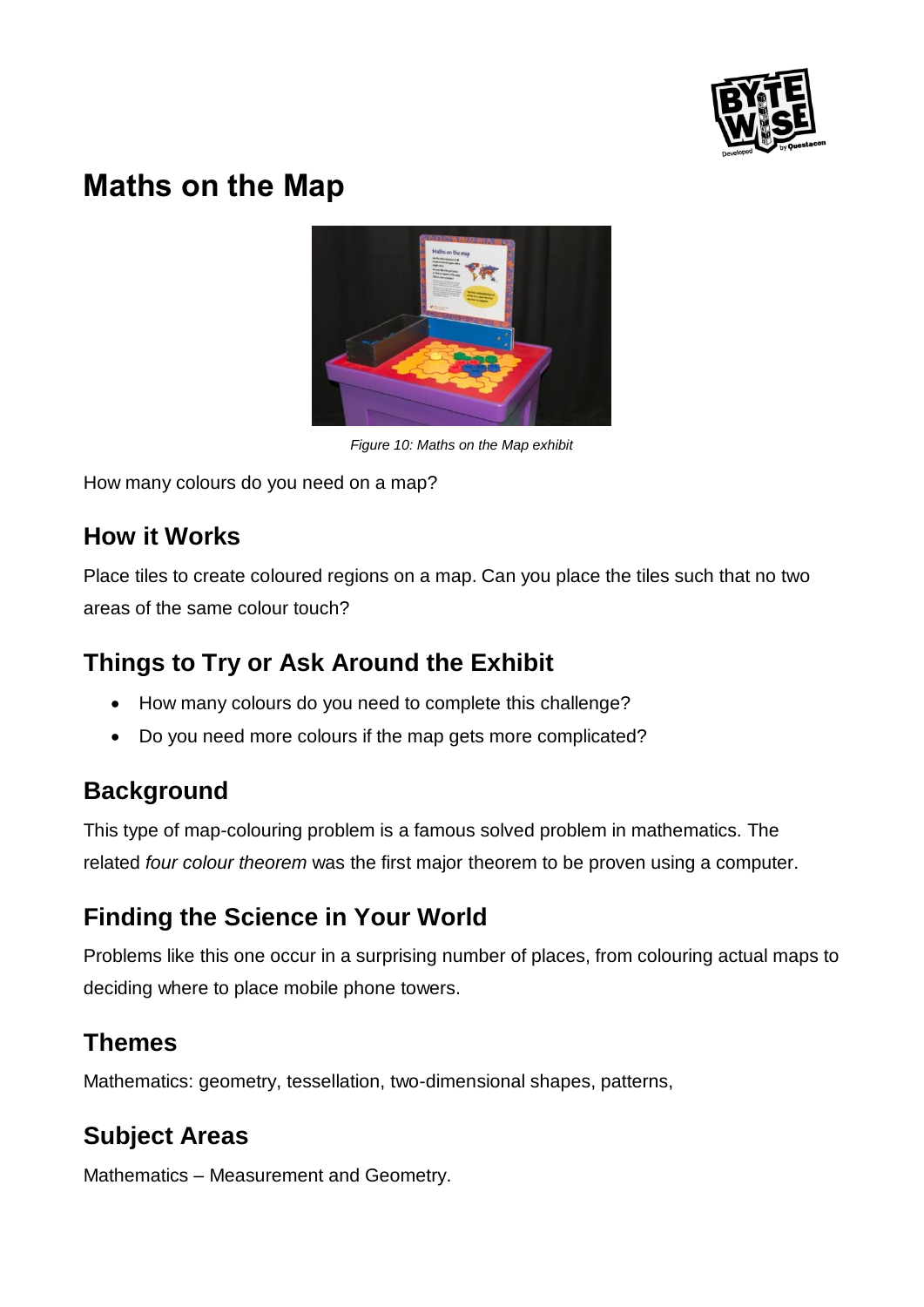# Maths on the Map

*Figure 10: Maths on the Map exhibit*

How many colours do you need on a map?

## How it Works

Place tiles to create coloured regions on a map. Can you place the tiles such that no two areas of the same colour touch?

## Things to Try or Ask Around the Exhibit

- How many colours do you need to complete this challenge?
- Do you need more colours if the map gets more complicated?

## Background

This type of map-colouring problem is a famous solved problem in mathematics. The related *four colour theorem* was the first major theorem to be proven using a computer.

## Finding the Science in Your World

Problems like this one occur in a surprising number of places, from colouring actual maps to deciding where to place mobile phone towers.

## Themes

Mathematics: geometry, tessellation, two-dimensional shapes, patterns,

## Subject Areas

Mathematics – Measurement and Geometry.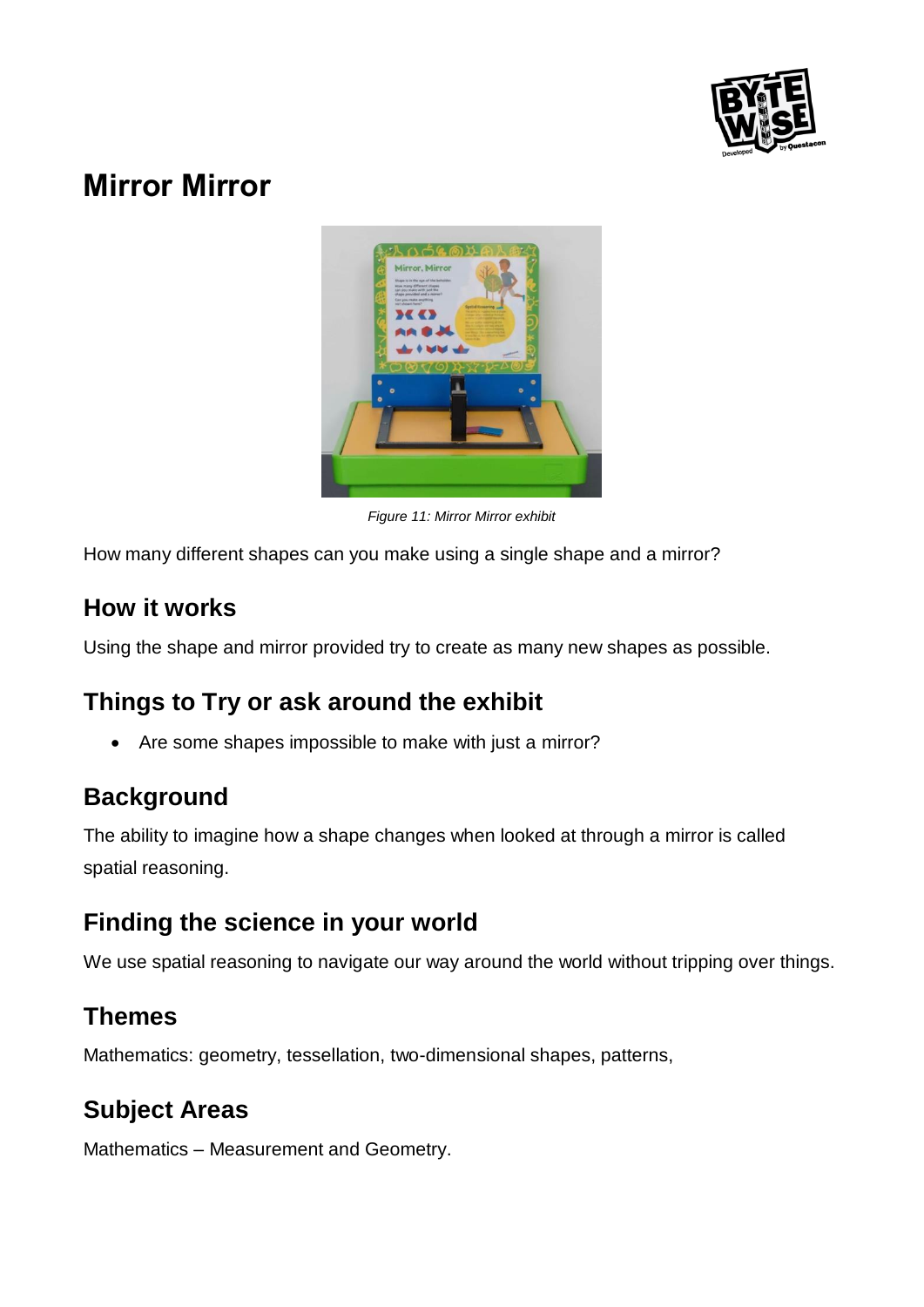# Mirror Mirror

*Figure 11: Mirror Mirror exhibit*

How many different shapes can you make using a single shape and a mirror?

## How it works

Using the shape and mirror provided try to create as many new shapes as possible.

## Things to Try or ask around the exhibit

- Are some shapes impossible to make with just a mirror?

## Background

The ability to imagine how a shape changes when looked at through a mirror is called spatial reasoning.

## Finding the science in your world

We use spatial reasoning to navigate our way around the world without tripping over things.

## Themes

Mathematics: geometry, tessellation, two-dimensional shapes, patterns,

## Subject Areas

Mathematics – Measurement and Geometry.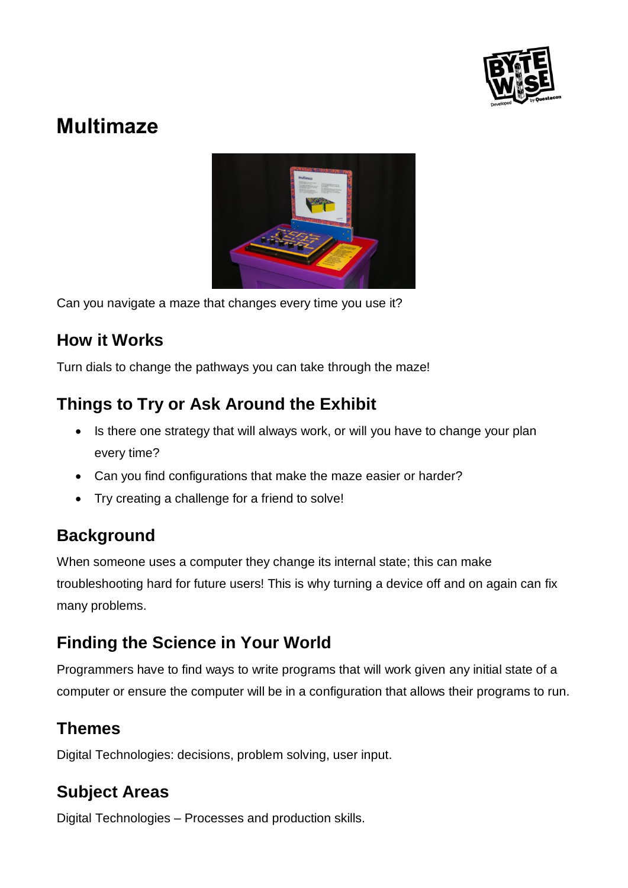# Multimaze

Can you navigate a maze that changes every time you use it?

## How it Works

Turn dials to change the pathways you can take through the maze!

## Things to Try or Ask Around the Exhibit

- Is there one strategy that will always work, or will you have to change your plan every time?
- Can you find configurations that make the maze easier or harder?
- Try creating a challenge for a friend to solve!

## Background

When someone uses a computer they change its internal state; this can make troubleshooting hard for future users! This is why turning a device off and on again can fix many problems.

## Finding the Science in Your World

Programmers have to find ways to write programs that will work given any initial state of a computer or ensure the computer will be in a configuration that allows their programs to run.

## Themes

Digital Technologies: decisions, problem solving, user input.

## Subject Areas

Digital Technologies – Processes and production skills.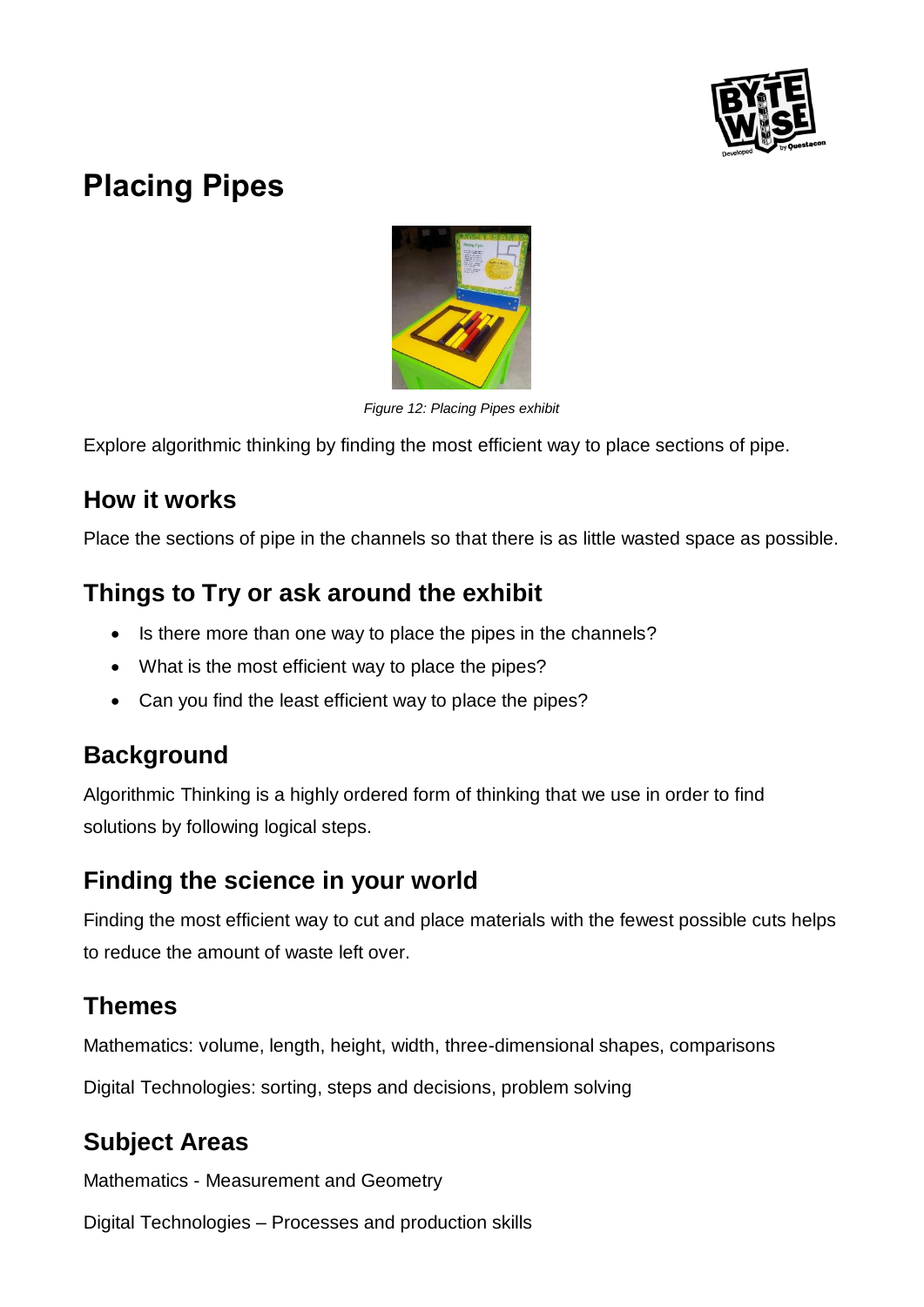# Placing Pipes

*Figure 12: Placing Pipes exhibit*

Explore algorithmic thinking by finding the most efficient way to place sections of pipe.

## How it works

Place the sections of pipe in the channels so that there is as little wasted space as possible.

## Things to Try or ask around the exhibit

- Is there more than one way to place the pipes in the channels?
- What is the most efficient way to place the pipes?
- Can you find the least efficient way to place the pipes?

## Background

Algorithmic Thinking is a highly ordered form of thinking that we use in order to find solutions by following logical steps.

## Finding the science in your world

Finding the most efficient way to cut and place materials with the fewest possible cuts helps to reduce the amount of waste left over.

## Themes

Mathematics: volume, length, height, width, three-dimensional shapes, comparisons

Digital Technologies: sorting, steps and decisions, problem solving

## Subject Areas

Mathematics - Measurement and Geometry

Digital Technologies – Processes and production skills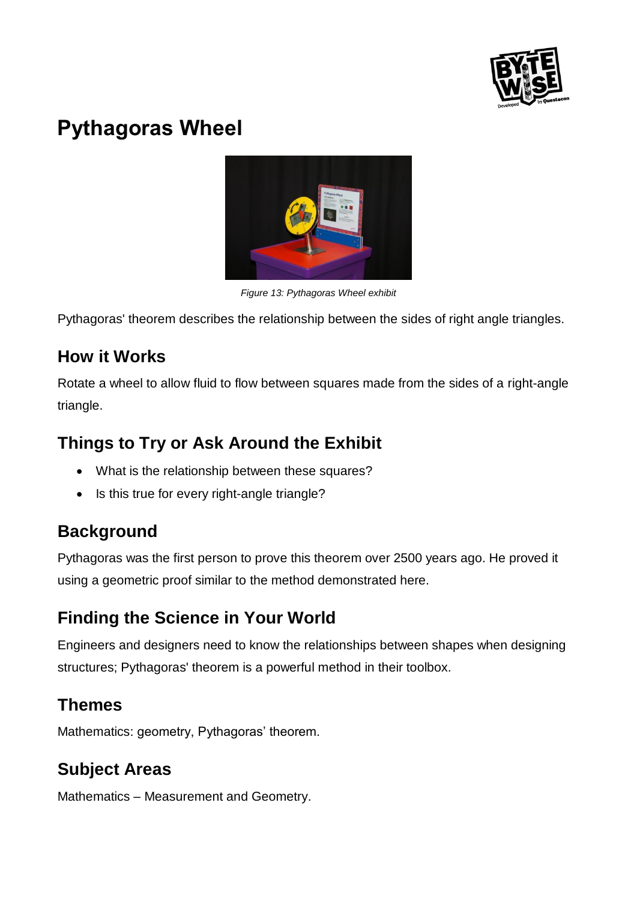# Pythagoras Wheel

*Figure 13: Pythagoras Wheel exhibit*

Pythagoras' theorem describes the relationship between the sides of right angle triangles.

## How it Works

Rotate a wheel to allow fluid to flow between squares made from the sides of a right-angle triangle.

## Things to Try or Ask Around the Exhibit

- What is the relationship between these squares?
- Is this true for every right-angle triangle?

## Background

Pythagoras was the first person to prove this theorem over 2500 years ago. He proved it using a geometric proof similar to the method demonstrated here.

## Finding the Science in Your World

Engineers and designers need to know the relationships between shapes when designing structures; Pythagoras' theorem is a powerful method in their toolbox.

## Themes

Mathematics: geometry, Pythagoras' theorem.

## Subject Areas

Mathematics – Measurement and Geometry.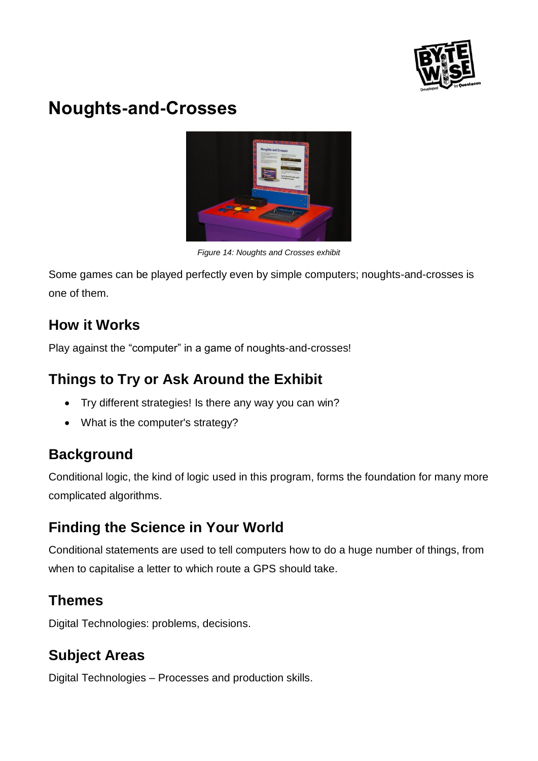# Noughts-and-Crosses

*Figure 14: Noughts and Crosses exhibit*

Some games can be played perfectly even by simple computers; noughts-and-crosses is one of them.

## How it Works

Play against the "computer" in a game of noughts-and-crosses!

## Things to Try or Ask Around the Exhibit

- Try different strategies! Is there any way you can win?
- What is the computer's strategy?

## Background

Conditional logic, the kind of logic used in this program, forms the foundation for many more complicated algorithms.

## Finding the Science in Your World

Conditional statements are used to tell computers how to do a huge number of things, from when to capitalise a letter to which route a GPS should take.

## Themes

Digital Technologies: problems, decisions.

## Subject Areas

Digital Technologies – Processes and production skills.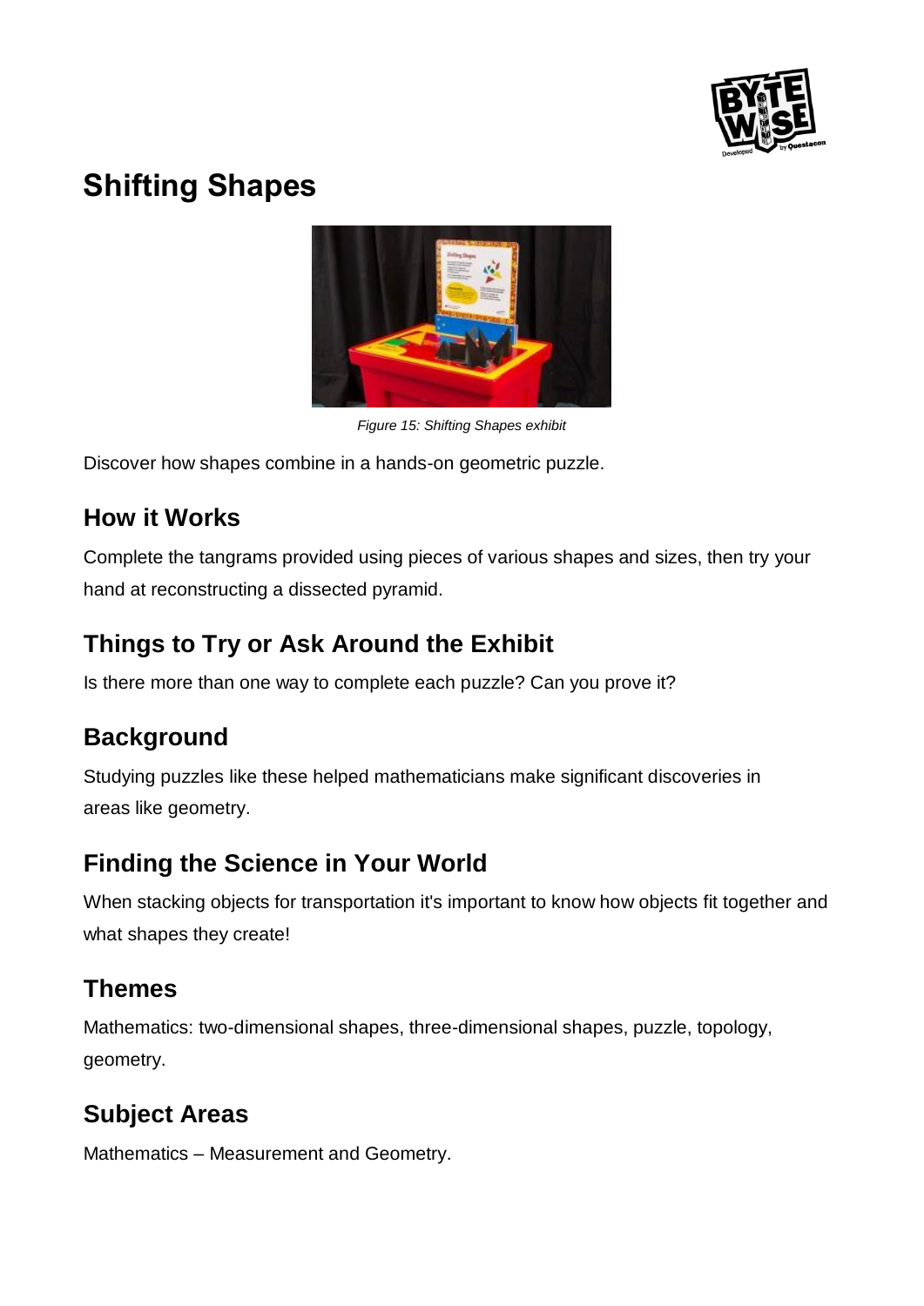# Shifting Shapes

*Figure 15: Shifting Shapes exhibit*

Discover how shapes combine in a hands-on geometric puzzle.

## How it Works

Complete the tangrams provided using pieces of various shapes and sizes, then try your hand at reconstructing a dissected pyramid.

## Things to Try or Ask Around the Exhibit

Is there more than one way to complete each puzzle? Can you prove it?

## Background

Studying puzzles like these helped mathematicians make significant discoveries in areas like geometry.

## Finding the Science in Your World

When stacking objects for transportation it's important to know how objects fit together and what shapes they create!

## Themes

Mathematics: two-dimensional shapes, three-dimensional shapes, puzzle, topology, geometry.

## Subject Areas

Mathematics – Measurement and Geometry.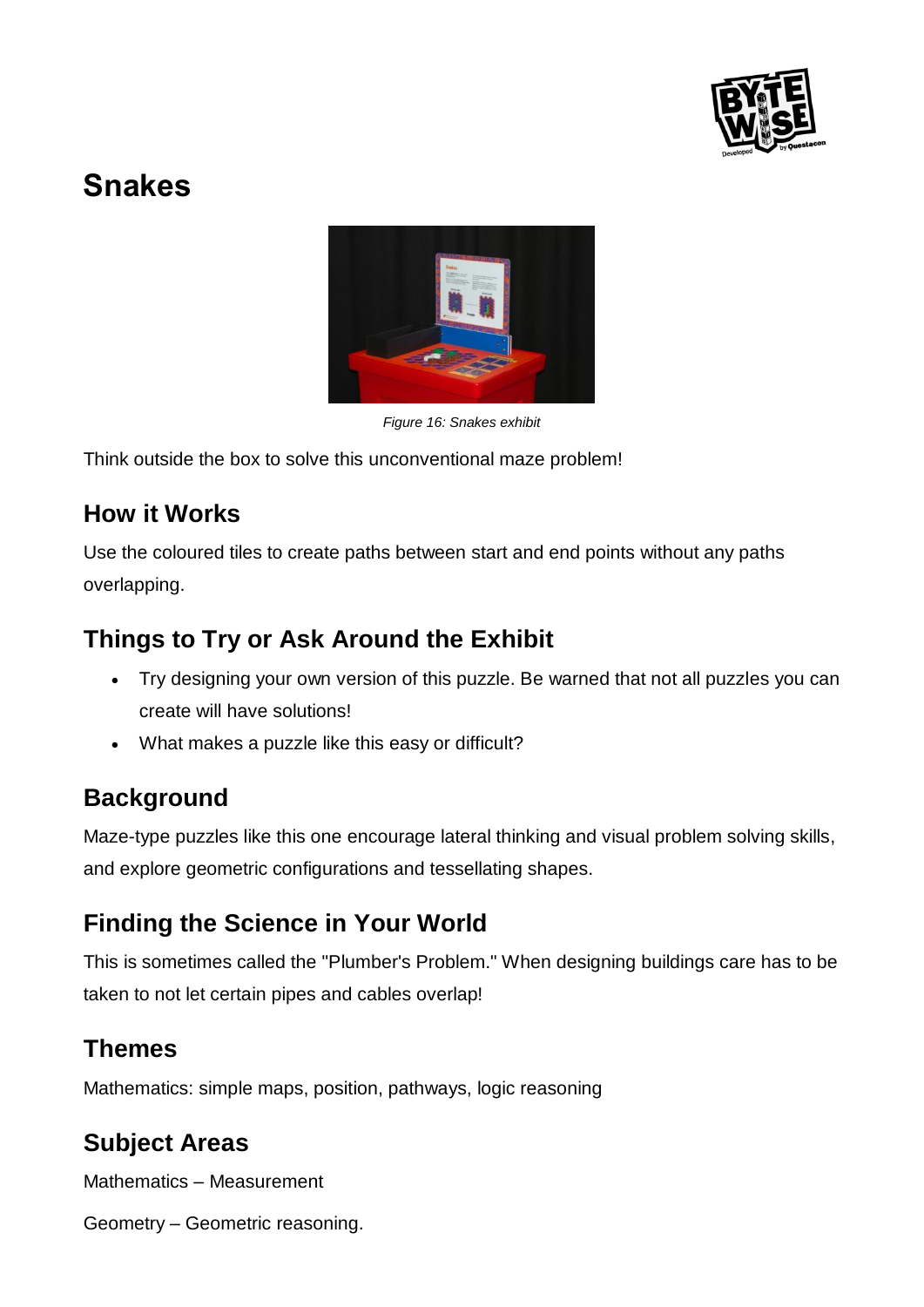# Snakes

*Figure 16: Snakes exhibit*

Think outside the box to solve this unconventional maze problem!

## How it Works

Use the coloured tiles to create paths between start and end points without any paths overlapping.

## Things to Try or Ask Around the Exhibit

- Try designing your own version of this puzzle. Be warned that not all puzzles you can create will have solutions!
- What makes a puzzle like this easy or difficult?

## Background

Maze-type puzzles like this one encourage lateral thinking and visual problem solving skills, and explore geometric configurations and tessellating shapes.

## Finding the Science in Your World

This is sometimes called the "Plumber's Problem." When designing buildings care has to be taken to not let certain pipes and cables overlap!

## Themes

Mathematics: simple maps, position, pathways, logic reasoning

## Subject Areas

Mathematics – Measurement

Geometry – Geometric reasoning.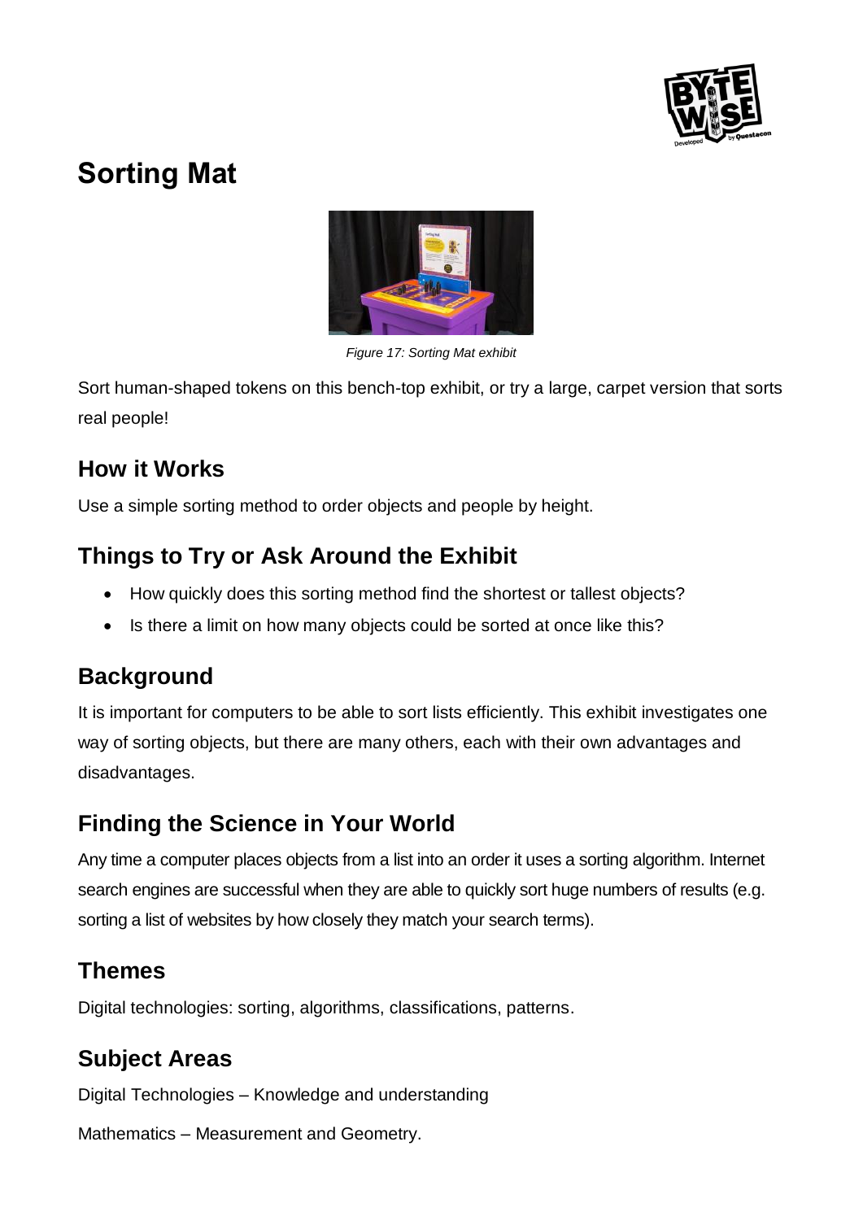# Sorting Mat

*Figure 17: Sorting Mat exhibit*

Sort human-shaped tokens on this bench-top exhibit, or try a large, carpet version that sorts real people!

## How it Works

Use a simple sorting method to order objects and people by height.

## Things to Try or Ask Around the Exhibit

- How quickly does this sorting method find the shortest or tallest objects?
- Is there a limit on how many objects could be sorted at once like this?

## Background

It is important for computers to be able to sort lists efficiently. This exhibit investigates one way of sorting objects, but there are many others, each with their own advantages and disadvantages.

## Finding the Science in Your World

Any time a computer places objects from a list into an order it uses a sorting algorithm. Internet search engines are successful when they are able to quickly sort huge numbers of results (e.g. sorting a list of websites by how closely they match your search terms).

## Themes

Digital technologies: sorting, algorithms, classifications, patterns.

## Subject Areas

Digital Technologies – Knowledge and understanding

Mathematics – Measurement and Geometry.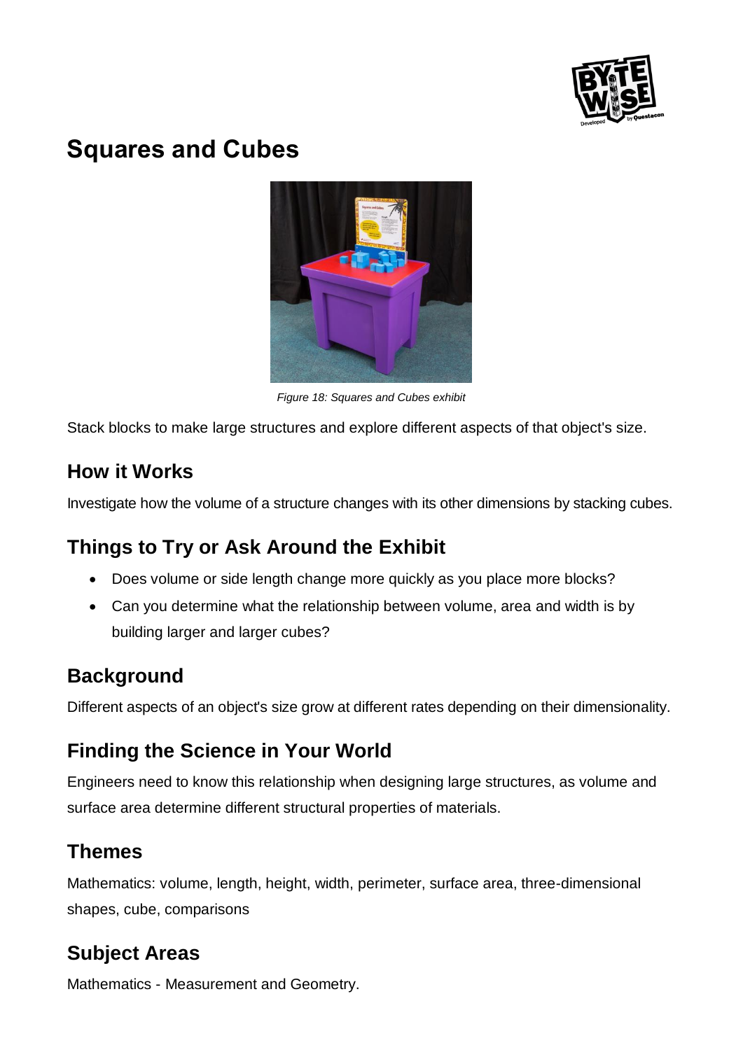# Squares and Cubes

*Figure 18: Squares and Cubes exhibit*

Stack blocks to make large structures and explore different aspects of that object's size.

## How it Works

Investigate how the volume of a structure changes with its other dimensions by stacking cubes.

## Things to Try or Ask Around the Exhibit

- Does volume or side length change more quickly as you place more blocks?
- Can you determine what the relationship between volume, area and width is by building larger and larger cubes?

## Background

Different aspects of an object's size grow at different rates depending on their dimensionality.

## Finding the Science in Your World

Engineers need to know this relationship when designing large structures, as volume and surface area determine different structural properties of materials.

## Themes

Mathematics: volume, length, height, width, perimeter, surface area, three-dimensional shapes, cube, comparisons

## Subject Areas

Mathematics - Measurement and Geometry.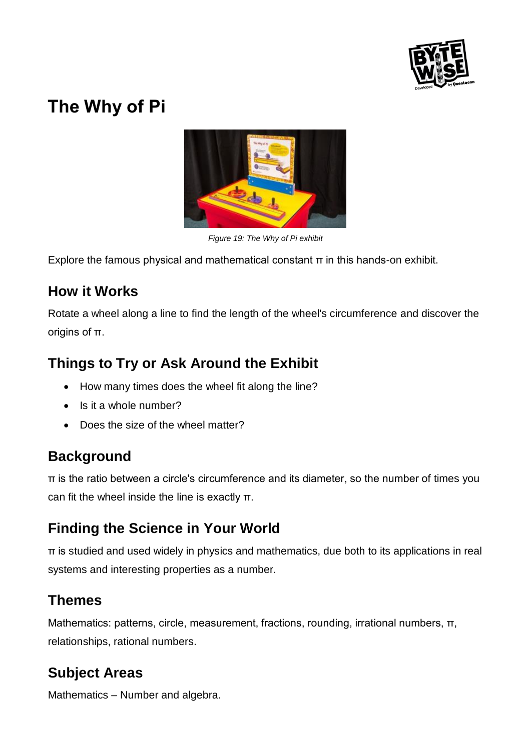# The Why of Pi

*Figure 19: The Why of Pi exhibit*

Explore the famous physical and mathematical constant π in this hands-on exhibit.

## How it Works

Rotate a wheel along a line to find the length of the wheel's circumference and discover the origins of π.

## Things to Try or Ask Around the Exhibit

- How many times does the wheel fit along the line?
- Is it a whole number?
- Does the size of the wheel matter?

## Background

π is the ratio between a circle's circumference and its diameter, so the number of times you can fit the wheel inside the line is exactly π.

## Finding the Science in Your World

π is studied and used widely in physics and mathematics, due both to its applications in real systems and interesting properties as a number.

## Themes

Mathematics: patterns, circle, measurement, fractions, rounding, irrational numbers, π, relationships, rational numbers.

## Subject Areas

Mathematics – Number and algebra.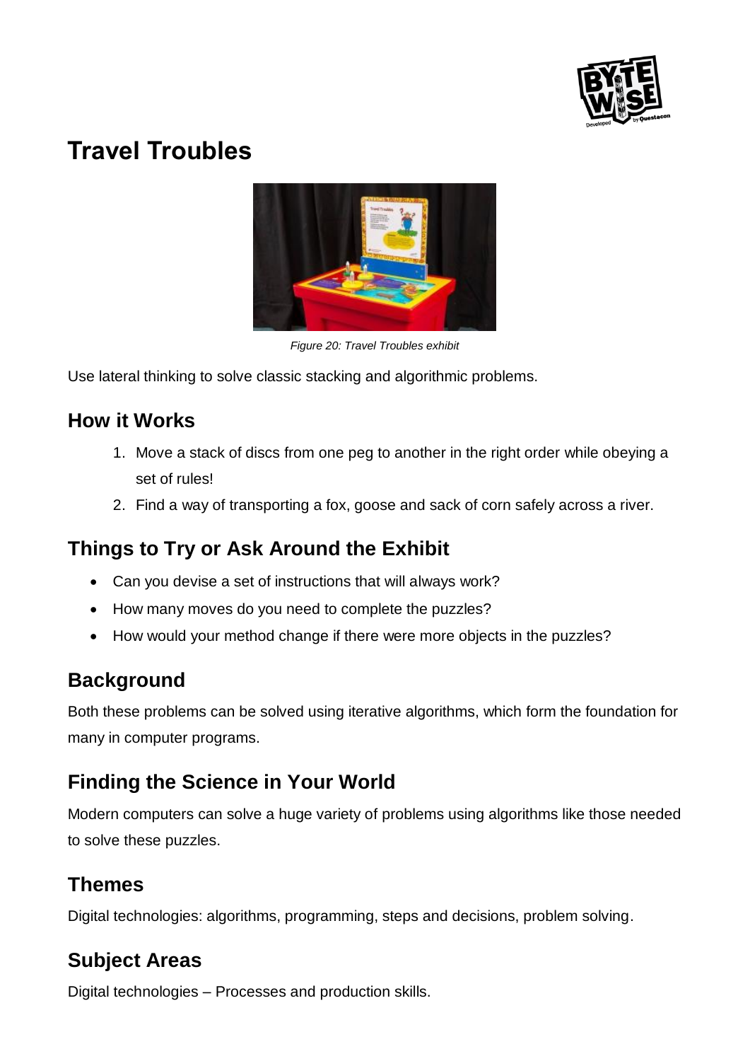# Travel Troubles

*Figure 20: Travel Troubles exhibit*

Use lateral thinking to solve classic stacking and algorithmic problems.

## How it Works

1. Move a stack of discs from one peg to another in the right order while obeying a set of rules!
2. Find a way of transporting a fox, goose and sack of corn safely across a river.

## Things to Try or Ask Around the Exhibit

- Can you devise a set of instructions that will always work?
- How many moves do you need to complete the puzzles?
- How would your method change if there were more objects in the puzzles?

## Background

Both these problems can be solved using iterative algorithms, which form the foundation for many in computer programs.

## Finding the Science in Your World

Modern computers can solve a huge variety of problems using algorithms like those needed to solve these puzzles.

## Themes

Digital technologies: algorithms, programming, steps and decisions, problem solving.

## Subject Areas

Digital technologies – Processes and production skills.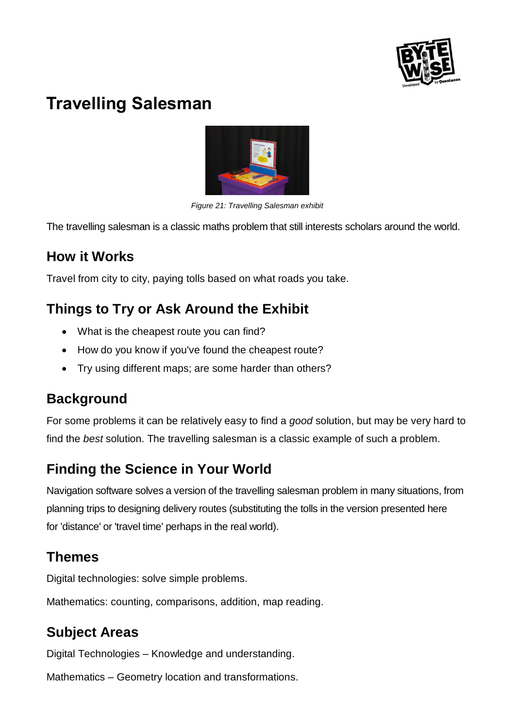# Travelling Salesman

*Figure 21: Travelling Salesman exhibit*

The travelling salesman is a classic maths problem that still interests scholars around the world.

## How it Works

Travel from city to city, paying tolls based on what roads you take.

## Things to Try or Ask Around the Exhibit

- What is the cheapest route you can find?
- How do you know if you've found the cheapest route?
- Try using different maps; are some harder than others?

## Background

For some problems it can be relatively easy to find a *good* solution, but may be very hard to find the *best* solution. The travelling salesman is a classic example of such a problem.

## Finding the Science in Your World

Navigation software solves a version of the travelling salesman problem in many situations, from planning trips to designing delivery routes (substituting the tolls in the version presented here for 'distance' or 'travel time' perhaps in the real world).

## Themes

Digital technologies: solve simple problems.

Mathematics: counting, comparisons, addition, map reading.

## Subject Areas

Digital Technologies – Knowledge and understanding.

Mathematics – Geometry location and transformations.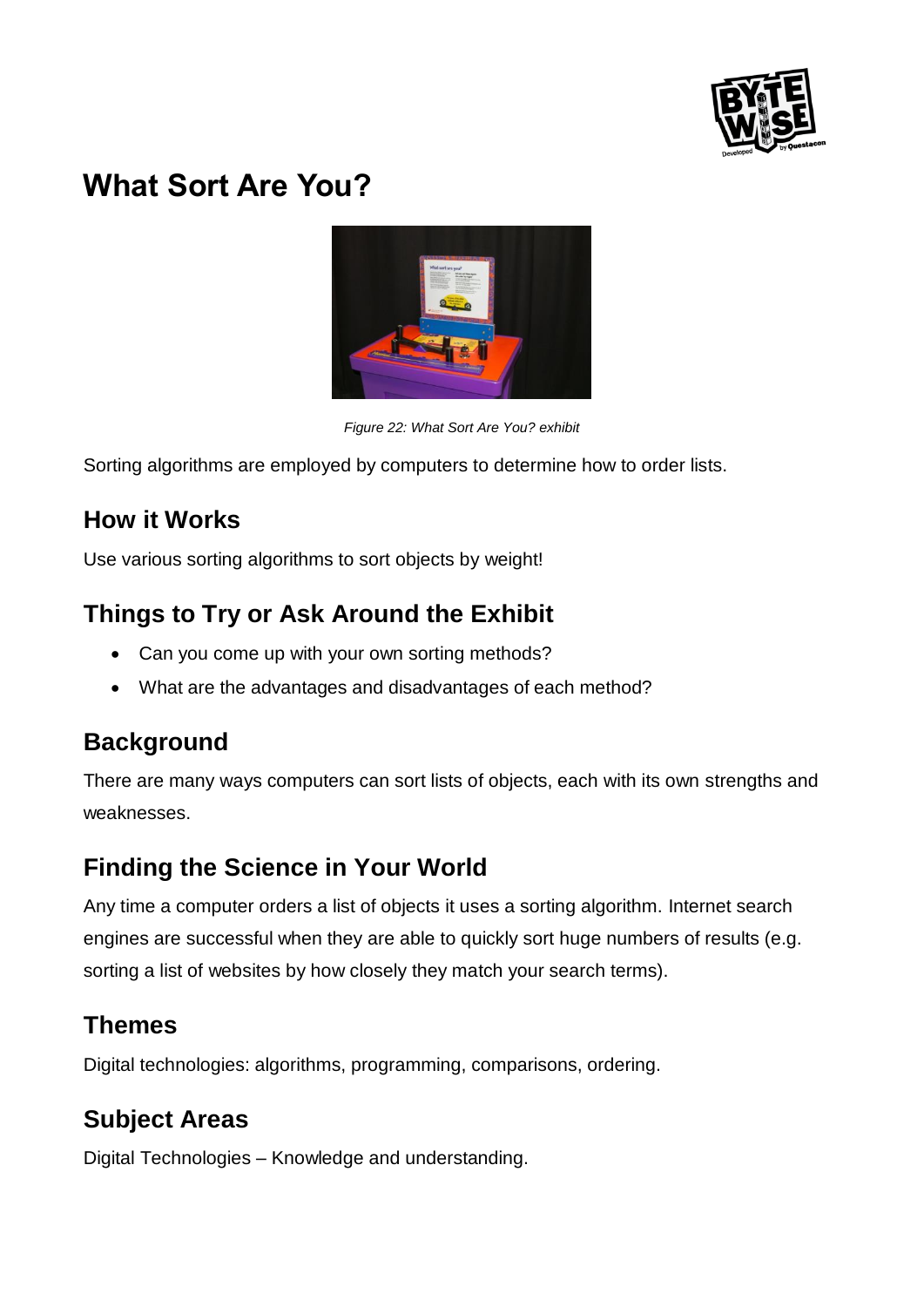# What Sort Are You?

*Figure 22: What Sort Are You? exhibit*

Sorting algorithms are employed by computers to determine how to order lists.

## How it Works

Use various sorting algorithms to sort objects by weight!

## Things to Try or Ask Around the Exhibit

- Can you come up with your own sorting methods?
- What are the advantages and disadvantages of each method?

## Background

There are many ways computers can sort lists of objects, each with its own strengths and weaknesses.

## Finding the Science in Your World

Any time a computer orders a list of objects it uses a sorting algorithm. Internet search engines are successful when they are able to quickly sort huge numbers of results (e.g. sorting a list of websites by how closely they match your search terms).

## Themes

Digital technologies: algorithms, programming, comparisons, ordering.

## Subject Areas

Digital Technologies – Knowledge and understanding.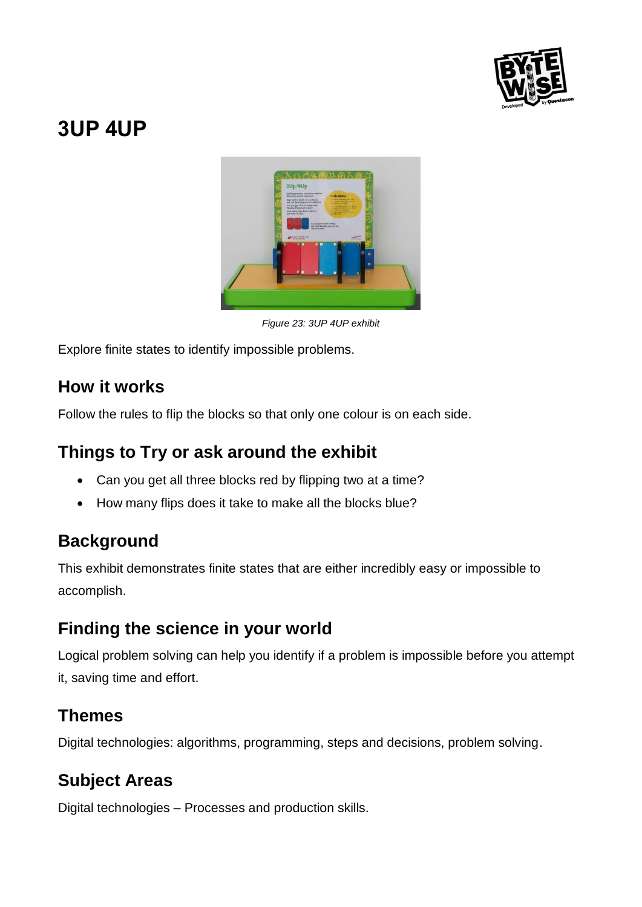# 3UP 4UP

*Figure 23: 3UP 4UP exhibit*

Explore finite states to identify impossible problems.

## How it works

Follow the rules to flip the blocks so that only one colour is on each side.

## Things to Try or ask around the exhibit

- Can you get all three blocks red by flipping two at a time?
- How many flips does it take to make all the blocks blue?

## Background

This exhibit demonstrates finite states that are either incredibly easy or impossible to accomplish.

## Finding the science in your world

Logical problem solving can help you identify if a problem is impossible before you attempt it, saving time and effort.

## Themes

Digital technologies: algorithms, programming, steps and decisions, problem solving.

## Subject Areas

Digital technologies – Processes and production skills.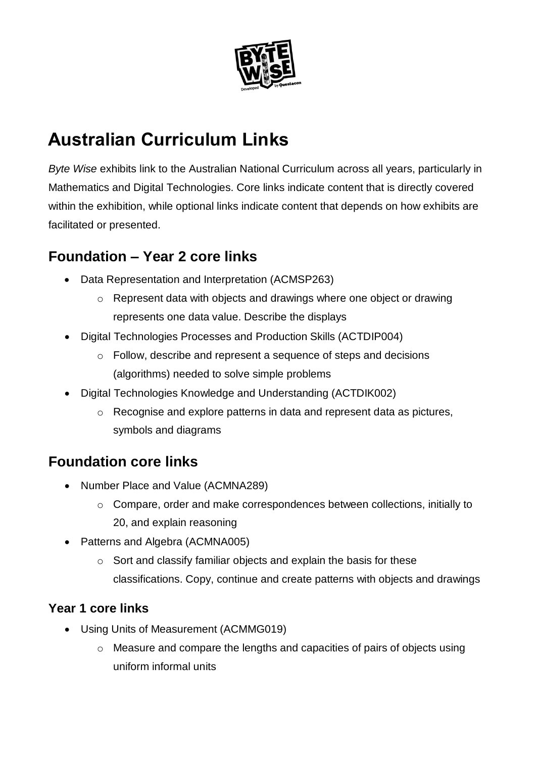# Australian Curriculum Links

*Byte Wise* exhibits link to the Australian National Curriculum across all years, particularly in Mathematics and Digital Technologies. Core links indicate content that is directly covered within the exhibition, while optional links indicate content that depends on how exhibits are facilitated or presented.

## Foundation – Year 2 core links

- Data Representation and Interpretation (ACMSP263)
  - Represent data with objects and drawings where one object or drawing represents one data value. Describe the displays
- Digital Technologies Processes and Production Skills (ACTDIP004)
  - Follow, describe and represent a sequence of steps and decisions (algorithms) needed to solve simple problems
- Digital Technologies Knowledge and Understanding (ACTDIK002)
  - Recognise and explore patterns in data and represent data as pictures, symbols and diagrams

## Foundation core links

- Number Place and Value (ACMNA289)
  - Compare, order and make correspondences between collections, initially to 20, and explain reasoning
- Patterns and Algebra (ACMNA005)
  - Sort and classify familiar objects and explain the basis for these classifications. Copy, continue and create patterns with objects and drawings

### Year 1 core links

- Using Units of Measurement (ACMMG019)
  - Measure and compare the lengths and capacities of pairs of objects using uniform informal units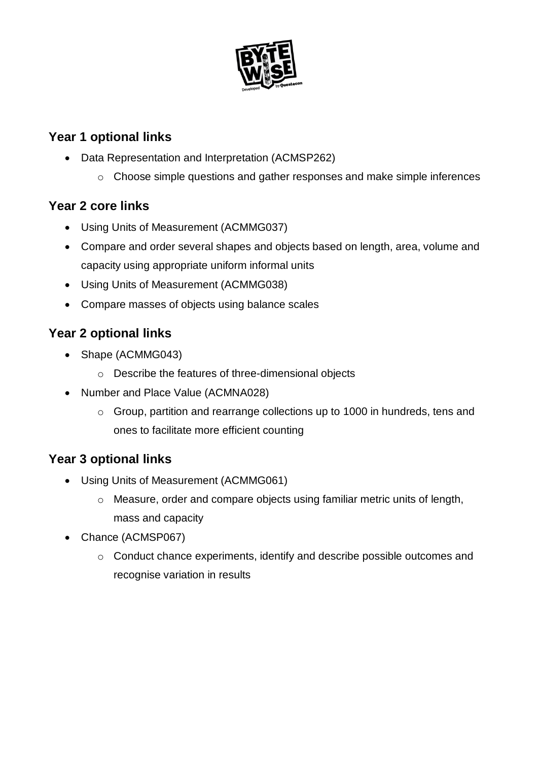## Year 1 optional links

- Data Representation and Interpretation (ACMSP262)
    - Choose simple questions and gather responses and make simple inferences

## Year 2 core links

- Using Units of Measurement (ACMMG037)
- Compare and order several shapes and objects based on length, area, volume and capacity using appropriate uniform informal units
- Using Units of Measurement (ACMMG038)
- Compare masses of objects using balance scales

## Year 2 optional links

- Shape (ACMMG043)
    - Describe the features of three-dimensional objects
- Number and Place Value (ACMNA028)
    - Group, partition and rearrange collections up to 1000 in hundreds, tens and ones to facilitate more efficient counting

## Year 3 optional links

- Using Units of Measurement (ACMMG061)
    - Measure, order and compare objects using familiar metric units of length, mass and capacity
- Chance (ACMSP067)
    - Conduct chance experiments, identify and describe possible outcomes and recognise variation in results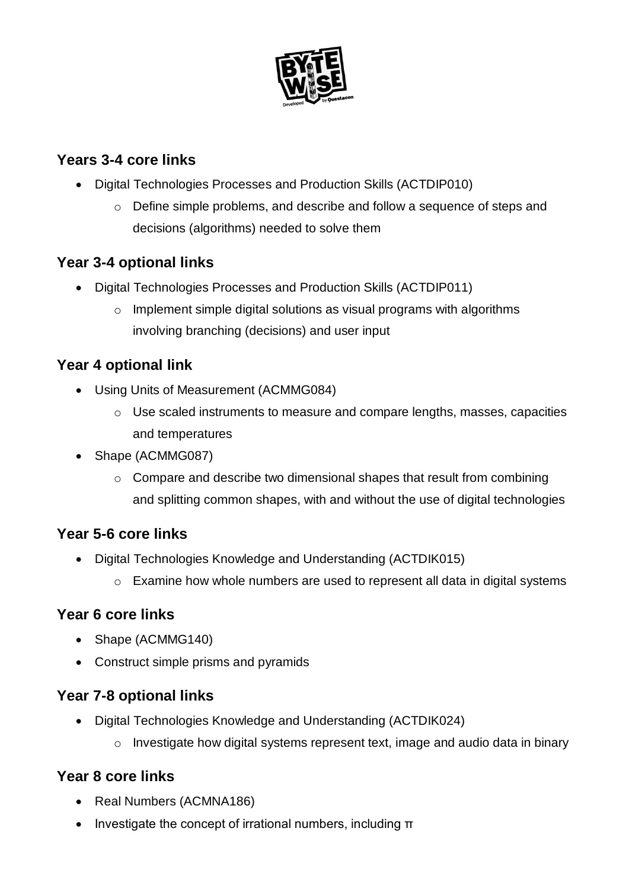## Years 3-4 core links

- Digital Technologies Processes and Production Skills (ACTDIP010)
  - Define simple problems, and describe and follow a sequence of steps and decisions (algorithms) needed to solve them

## Year 3-4 optional links

- Digital Technologies Processes and Production Skills (ACTDIP011)
  - Implement simple digital solutions as visual programs with algorithms involving branching (decisions) and user input

## Year 4 optional link

- Using Units of Measurement (ACMMG084)
  - Use scaled instruments to measure and compare lengths, masses, capacities and temperatures
- Shape (ACMMG087)
  - Compare and describe two dimensional shapes that result from combining and splitting common shapes, with and without the use of digital technologies

## Year 5-6 core links

- Digital Technologies Knowledge and Understanding (ACTDIK015)
  - Examine how whole numbers are used to represent all data in digital systems

## Year 6 core links

- Shape (ACMMG140)
- Construct simple prisms and pyramids

## Year 7-8 optional links

- Digital Technologies Knowledge and Understanding (ACTDIK024)
  - Investigate how digital systems represent text, image and audio data in binary

## Year 8 core links

- Real Numbers (ACMNA186)
- Investigate the concept of irrational numbers, including π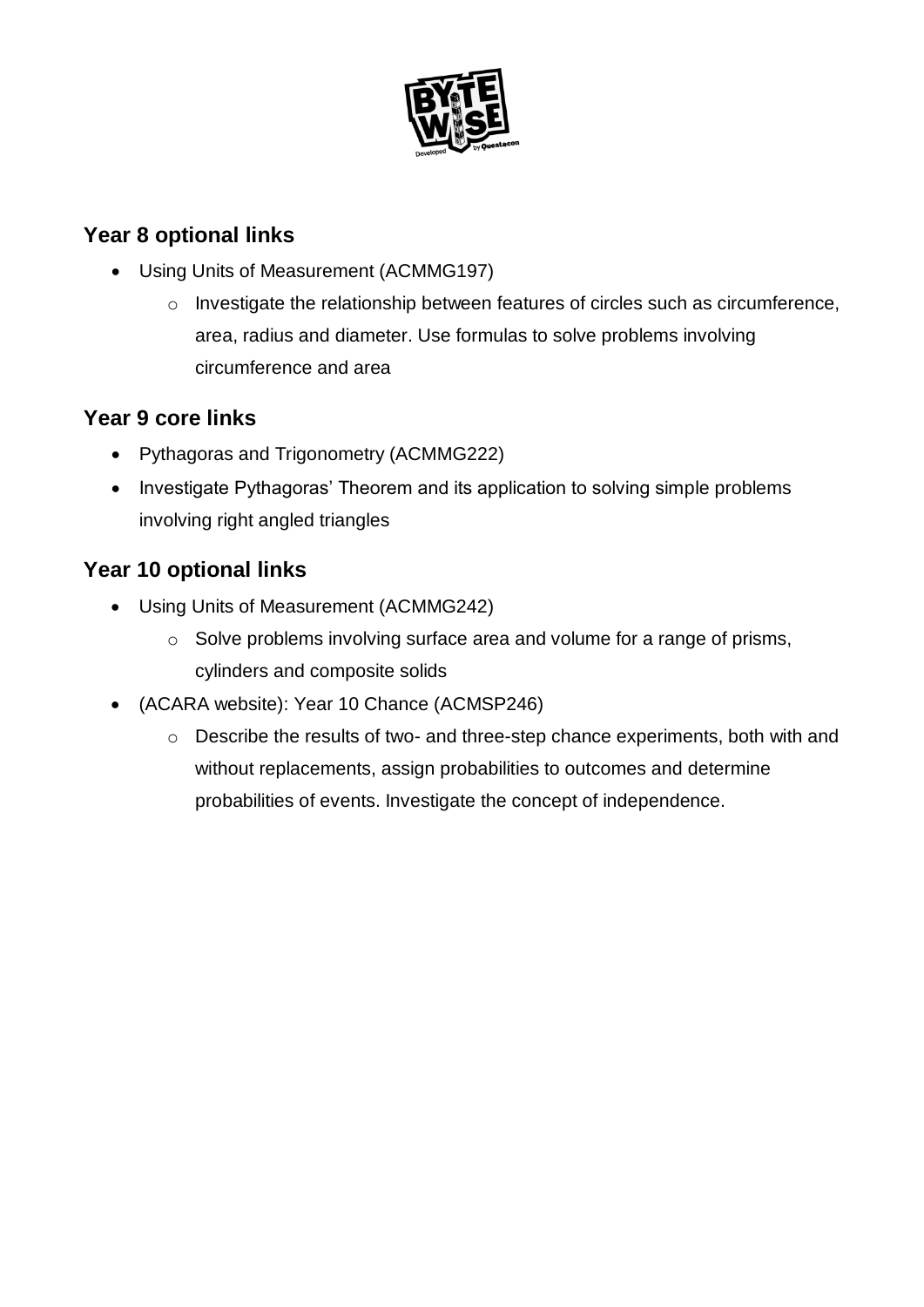## Year 8 optional links

- Using Units of Measurement (ACMMG197)
    - Investigate the relationship between features of circles such as circumference, area, radius and diameter. Use formulas to solve problems involving circumference and area

## Year 9 core links

- Pythagoras and Trigonometry (ACMMG222)
- Investigate Pythagoras' Theorem and its application to solving simple problems involving right angled triangles

## Year 10 optional links

- Using Units of Measurement (ACMMG242)
    - Solve problems involving surface area and volume for a range of prisms, cylinders and composite solids
- (ACARA website): Year 10 Chance (ACMSP246)
    - Describe the results of two- and three-step chance experiments, both with and without replacements, assign probabilities to outcomes and determine probabilities of events. Investigate the concept of independence.